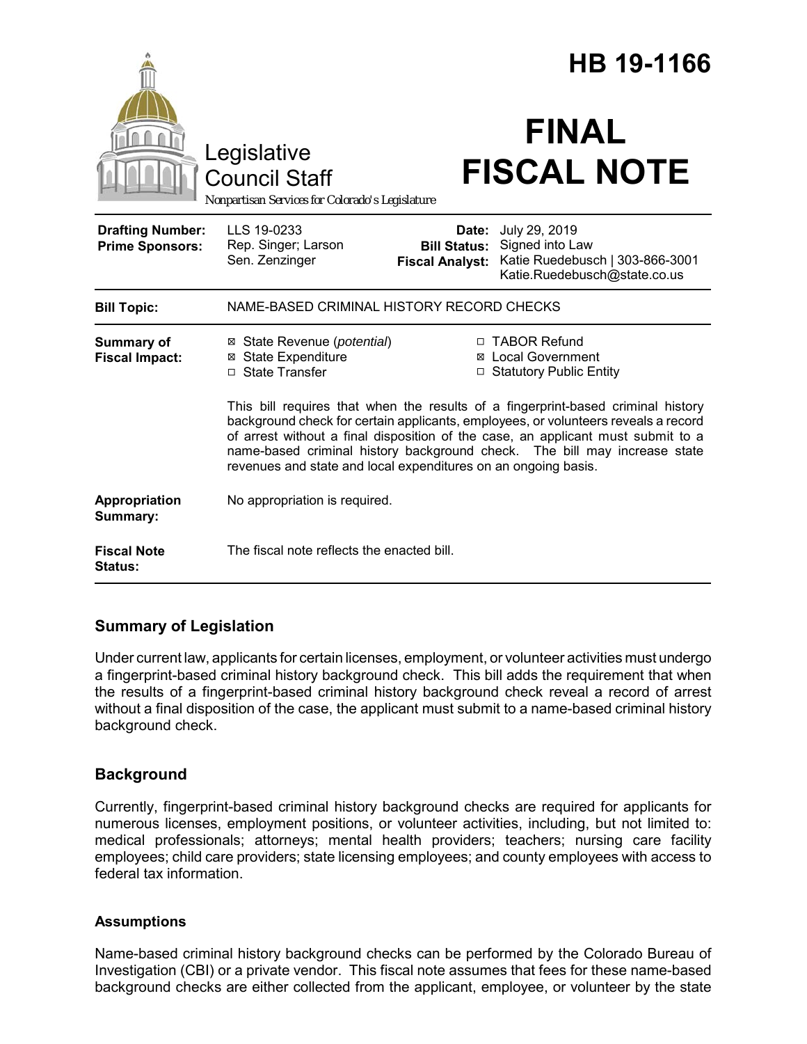# HB 19-1166

Legislative Council Staff

*Nonpartisan Services for Colorado's Legislature*

# FINAL FISCAL NOTE

| | | | |
|---|---|---|---|
| **Drafting Number:** | LLS 19-0233 | **Date:** | July 29, 2019 |
| **Prime Sponsors:** | Rep. Singer; Larson<br>Sen. Zenzinger | **Bill Status:** | Signed into Law |
| | | **Fiscal Analyst:** | Katie Ruedebusch \| 303-866-3001<br>Katie.Ruedebusch@state.co.us |

| | |
|---|---|
| **Bill Topic:** | NAME-BASED CRIMINAL HISTORY RECORD CHECKS |
| **Summary of Fiscal Impact:** | ☒ State Revenue (*potential*)<br>☒ State Expenditure<br>☐ State Transfer<br>☐ TABOR Refund<br>☒ Local Government<br>☐ Statutory Public Entity<br><br>This bill requires that when the results of a fingerprint-based criminal history background check for certain applicants, employees, or volunteers reveals a record of arrest without a final disposition of the case, an applicant must submit to a name-based criminal history background check. The bill may increase state revenues and state and local expenditures on an ongoing basis. |
| **Appropriation Summary:** | No appropriation is required. |
| **Fiscal Note Status:** | The fiscal note reflects the enacted bill. |

## Summary of Legislation

Under current law, applicants for certain licenses, employment, or volunteer activities must undergo a fingerprint-based criminal history background check. This bill adds the requirement that when the results of a fingerprint-based criminal history background check reveal a record of arrest without a final disposition of the case, the applicant must submit to a name-based criminal history background check.

## Background

Currently, fingerprint-based criminal history background checks are required for applicants for numerous licenses, employment positions, or volunteer activities, including, but not limited to: medical professionals; attorneys; mental health providers; teachers; nursing care facility employees; child care providers; state licensing employees; and county employees with access to federal tax information.

### Assumptions

Name-based criminal history background checks can be performed by the Colorado Bureau of Investigation (CBI) or a private vendor. This fiscal note assumes that fees for these name-based background checks are either collected from the applicant, employee, or volunteer by the state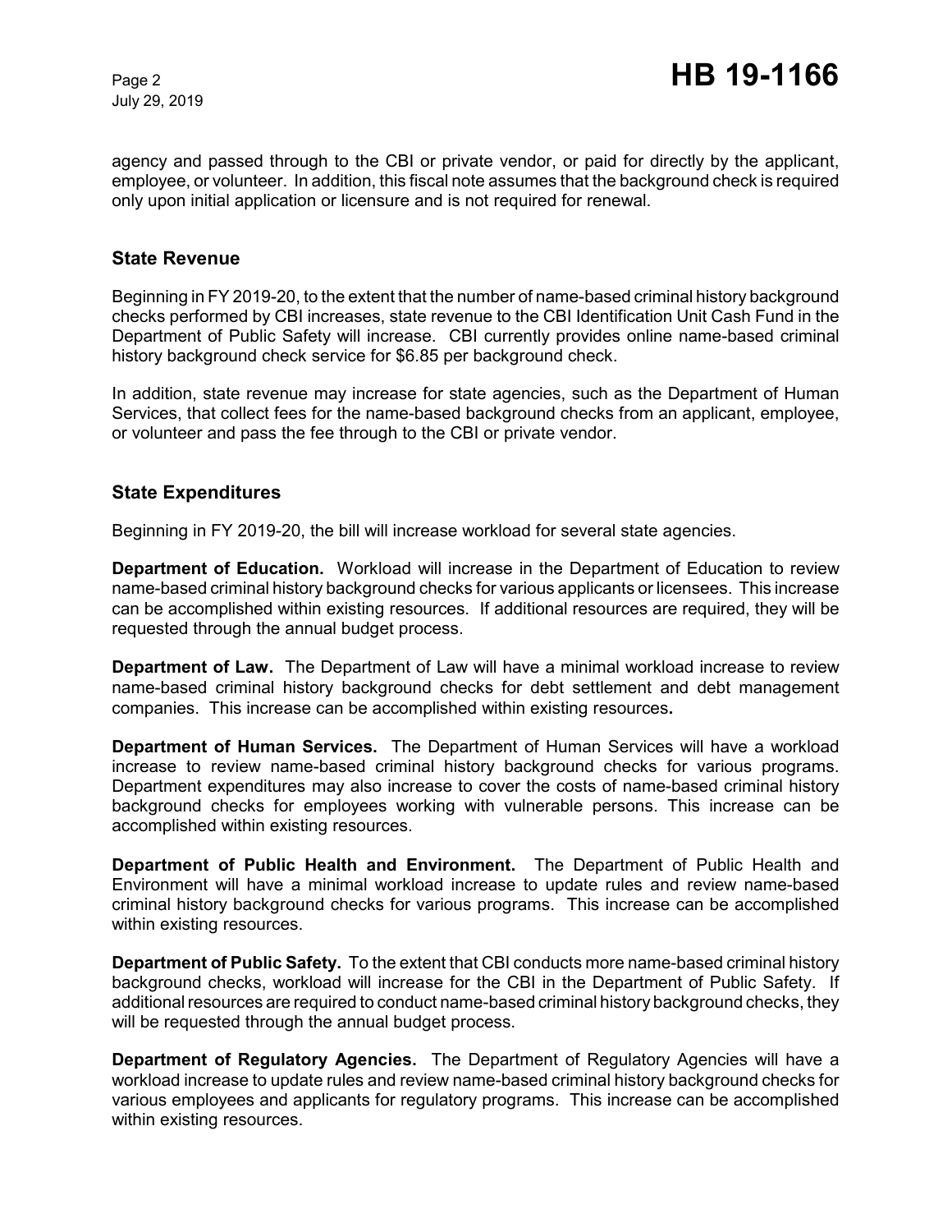agency and passed through to the CBI or private vendor, or paid for directly by the applicant, employee, or volunteer. In addition, this fiscal note assumes that the background check is required only upon initial application or licensure and is not required for renewal.

## State Revenue

Beginning in FY 2019-20, to the extent that the number of name-based criminal history background checks performed by CBI increases, state revenue to the CBI Identification Unit Cash Fund in the Department of Public Safety will increase. CBI currently provides online name-based criminal history background check service for $6.85 per background check.

In addition, state revenue may increase for state agencies, such as the Department of Human Services, that collect fees for the name-based background checks from an applicant, employee, or volunteer and pass the fee through to the CBI or private vendor.

## State Expenditures

Beginning in FY 2019-20, the bill will increase workload for several state agencies.

**Department of Education.** Workload will increase in the Department of Education to review name-based criminal history background checks for various applicants or licensees. This increase can be accomplished within existing resources. If additional resources are required, they will be requested through the annual budget process.

**Department of Law.** The Department of Law will have a minimal workload increase to review name-based criminal history background checks for debt settlement and debt management companies. This increase can be accomplished within existing resources**.**

**Department of Human Services.** The Department of Human Services will have a workload increase to review name-based criminal history background checks for various programs. Department expenditures may also increase to cover the costs of name-based criminal history background checks for employees working with vulnerable persons. This increase can be accomplished within existing resources.

**Department of Public Health and Environment.** The Department of Public Health and Environment will have a minimal workload increase to update rules and review name-based criminal history background checks for various programs. This increase can be accomplished within existing resources.

**Department of Public Safety.** To the extent that CBI conducts more name-based criminal history background checks, workload will increase for the CBI in the Department of Public Safety. If additional resources are required to conduct name-based criminal history background checks, they will be requested through the annual budget process.

**Department of Regulatory Agencies.** The Department of Regulatory Agencies will have a workload increase to update rules and review name-based criminal history background checks for various employees and applicants for regulatory programs. This increase can be accomplished within existing resources.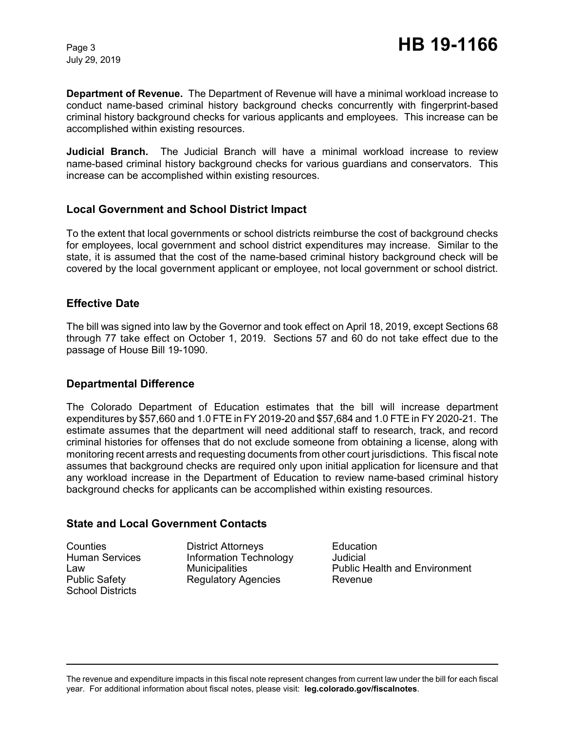**Department of Revenue.** The Department of Revenue will have a minimal workload increase to conduct name-based criminal history background checks concurrently with fingerprint-based criminal history background checks for various applicants and employees. This increase can be accomplished within existing resources.

**Judicial Branch.** The Judicial Branch will have a minimal workload increase to review name-based criminal history background checks for various guardians and conservators. This increase can be accomplished within existing resources.

## Local Government and School District Impact

To the extent that local governments or school districts reimburse the cost of background checks for employees, local government and school district expenditures may increase. Similar to the state, it is assumed that the cost of the name-based criminal history background check will be covered by the local government applicant or employee, not local government or school district.

## Effective Date

The bill was signed into law by the Governor and took effect on April 18, 2019, except Sections 68 through 77 take effect on October 1, 2019. Sections 57 and 60 do not take effect due to the passage of House Bill 19-1090.

## Departmental Difference

The Colorado Department of Education estimates that the bill will increase department expenditures by $57,660 and 1.0 FTE in FY 2019-20 and $57,684 and 1.0 FTE in FY 2020-21. The estimate assumes that the department will need additional staff to research, track, and record criminal histories for offenses that do not exclude someone from obtaining a license, along with monitoring recent arrests and requesting documents from other court jurisdictions. This fiscal note assumes that background checks are required only upon initial application for licensure and that any workload increase in the Department of Education to review name-based criminal history background checks for applicants can be accomplished within existing resources.

## State and Local Government Contacts

| | | |
|---|---|---|
| Counties | District Attorneys | Education |
| Human Services | Information Technology | Judicial |
| Law | Municipalities | Public Health and Environment |
| Public Safety | Regulatory Agencies | Revenue |
| School Districts | | |

The revenue and expenditure impacts in this fiscal note represent changes from current law under the bill for each fiscal year. For additional information about fiscal notes, please visit: **leg.colorado.gov/fiscalnotes**.